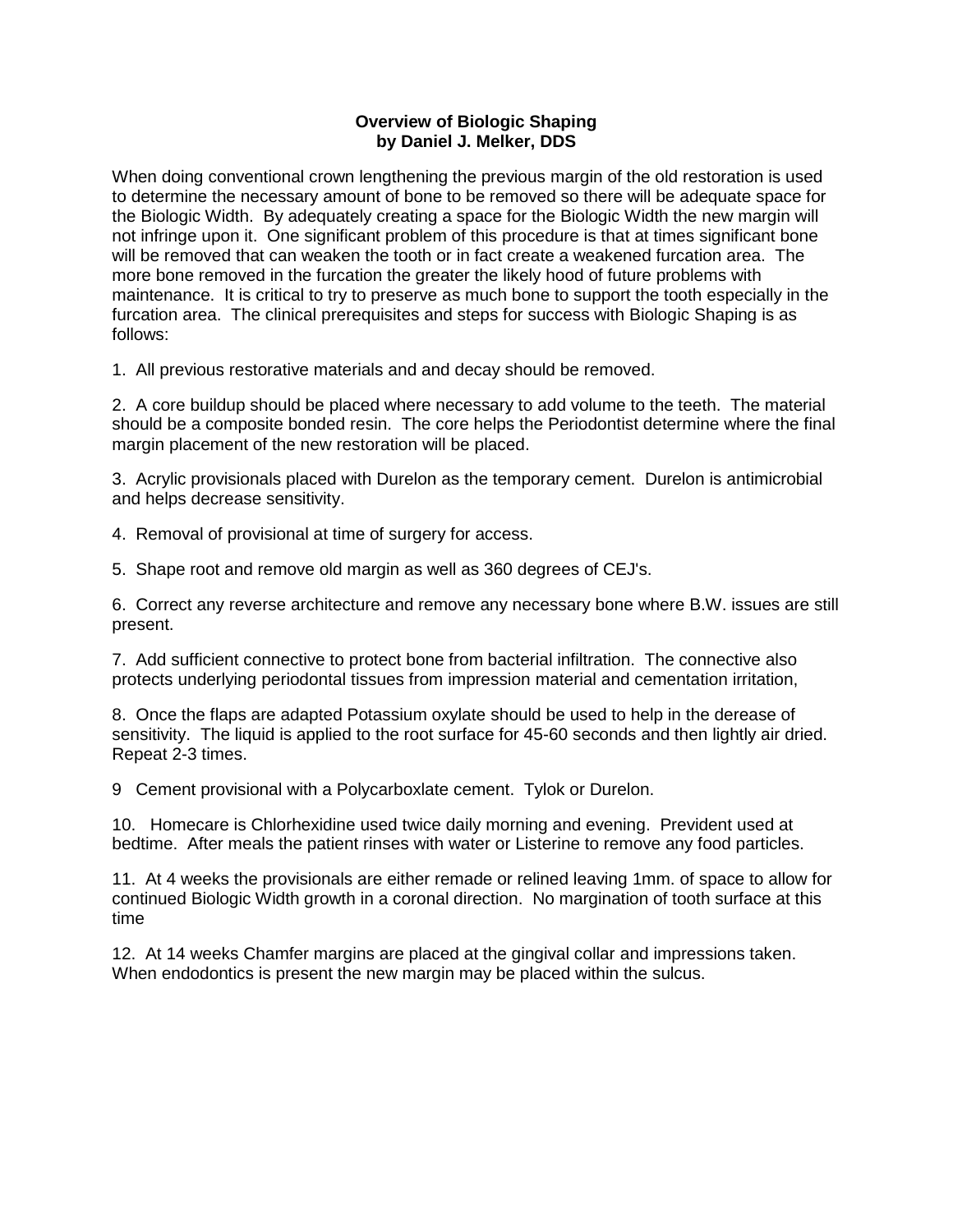**Overview of Biologic Shaping**
**by Daniel J. Melker, DDS**

When doing conventional crown lengthening the previous margin of the old restoration is used to determine the necessary amount of bone to be removed so there will be adequate space for the Biologic Width. By adequately creating a space for the Biologic Width the new margin will not infringe upon it. One significant problem of this procedure is that at times significant bone will be removed that can weaken the tooth or in fact create a weakened furcation area. The more bone removed in the furcation the greater the likely hood of future problems with maintenance. It is critical to try to preserve as much bone to support the tooth especially in the furcation area. The clinical prerequisites and steps for success with Biologic Shaping is as follows:

1. All previous restorative materials and and decay should be removed.

2. A core buildup should be placed where necessary to add volume to the teeth. The material should be a composite bonded resin. The core helps the Periodontist determine where the final margin placement of the new restoration will be placed.

3. Acrylic provisionals placed with Durelon as the temporary cement. Durelon is antimicrobial and helps decrease sensitivity.

4. Removal of provisional at time of surgery for access.

5. Shape root and remove old margin as well as 360 degrees of CEJ's.

6. Correct any reverse architecture and remove any necessary bone where B.W. issues are still present.

7. Add sufficient connective to protect bone from bacterial infiltration. The connective also protects underlying periodontal tissues from impression material and cementation irritation,

8. Once the flaps are adapted Potassium oxylate should be used to help in the derease of sensitivity. The liquid is applied to the root surface for 45-60 seconds and then lightly air dried. Repeat 2-3 times.

9 Cement provisional with a Polycarboxlate cement. Tylok or Durelon.

10. Homecare is Chlorhexidine used twice daily morning and evening. Prevident used at bedtime. After meals the patient rinses with water or Listerine to remove any food particles.

11. At 4 weeks the provisionals are either remade or relined leaving 1mm. of space to allow for continued Biologic Width growth in a coronal direction. No margination of tooth surface at this time

12. At 14 weeks Chamfer margins are placed at the gingival collar and impressions taken. When endodontics is present the new margin may be placed within the sulcus.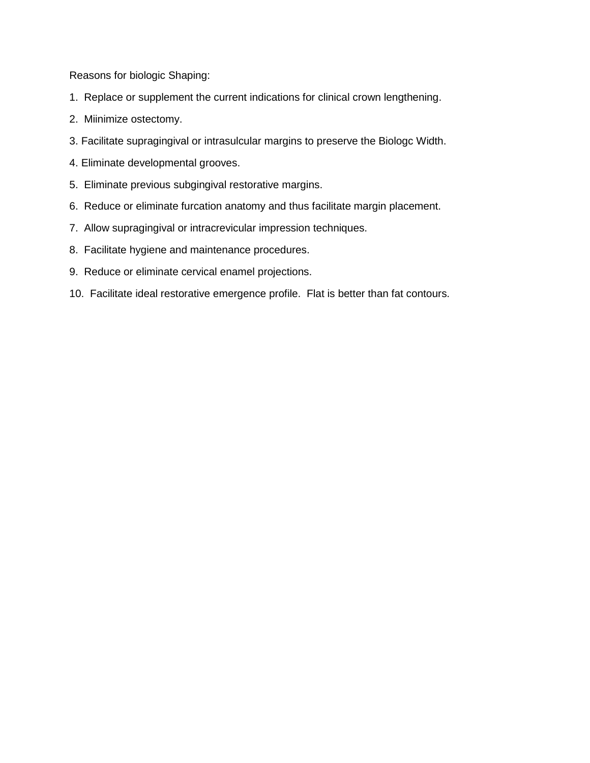Reasons for biologic Shaping:

1. Replace or supplement the current indications for clinical crown lengthening.
2. Miinimize ostectomy.
3. Facilitate supragingival or intrasulcular margins to preserve the Biologc Width.
4. Eliminate developmental grooves.
5. Eliminate previous subgingival restorative margins.
6. Reduce or eliminate furcation anatomy and thus facilitate margin placement.
7. Allow supragingival or intracrevicular impression techniques.
8. Facilitate hygiene and maintenance procedures.
9. Reduce or eliminate cervical enamel projections.
10. Facilitate ideal restorative emergence profile. Flat is better than fat contours.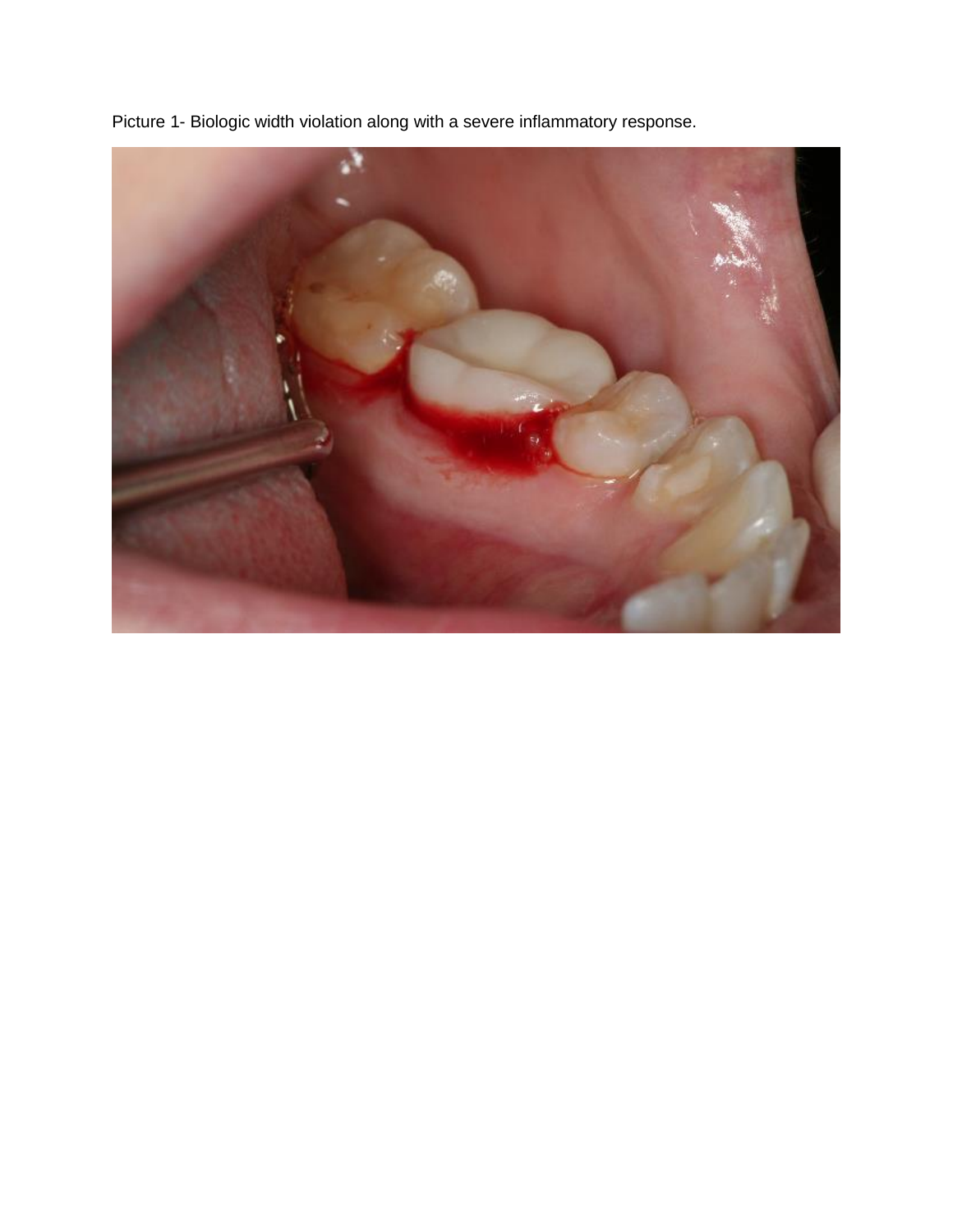Picture 1- Biologic width violation along with a severe inflammatory response.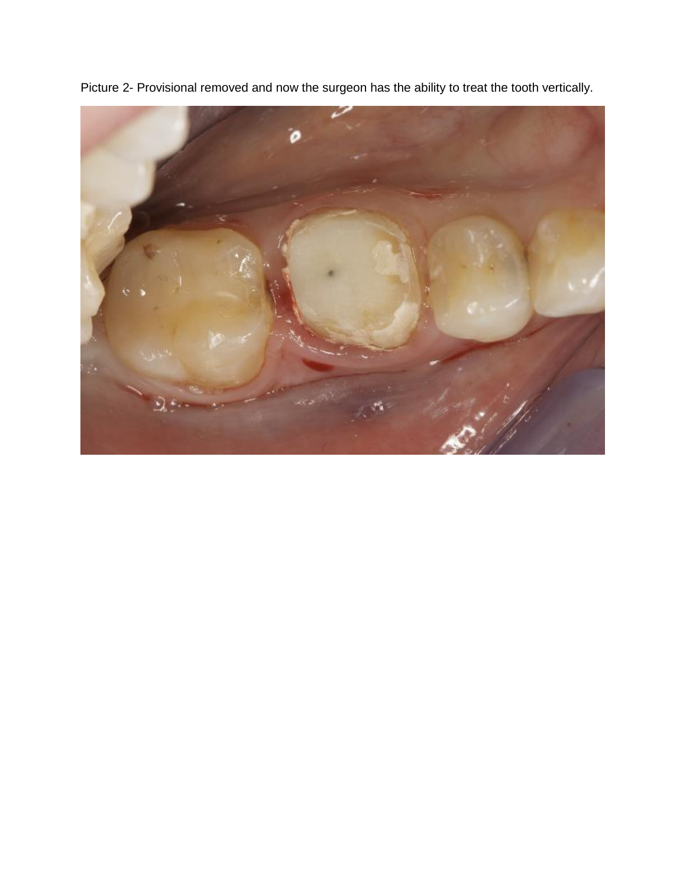Picture 2- Provisional removed and now the surgeon has the ability to treat the tooth vertically.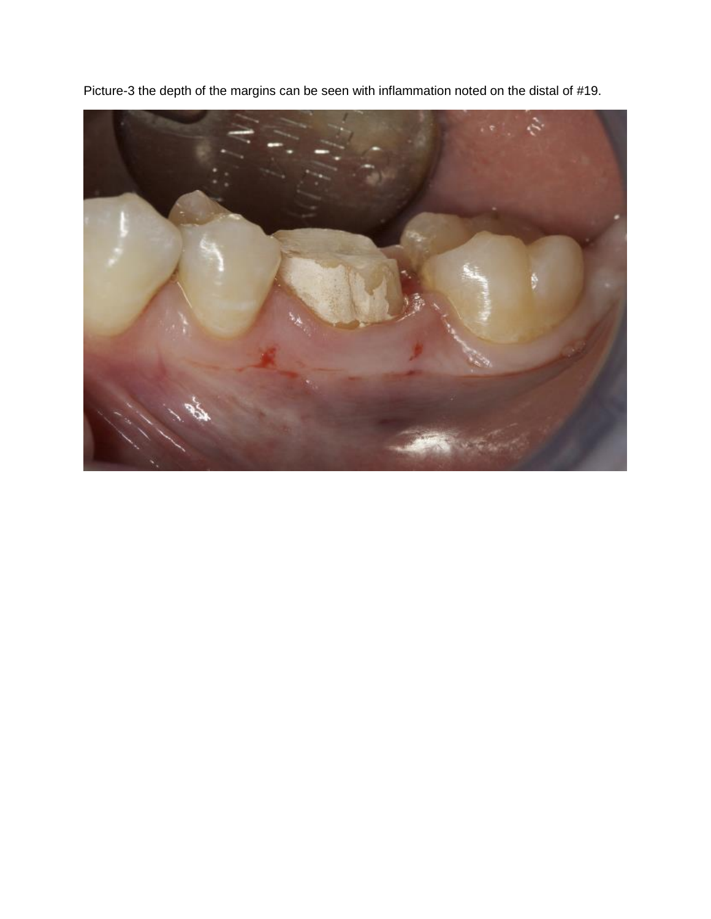Picture-3 the depth of the margins can be seen with inflammation noted on the distal of #19.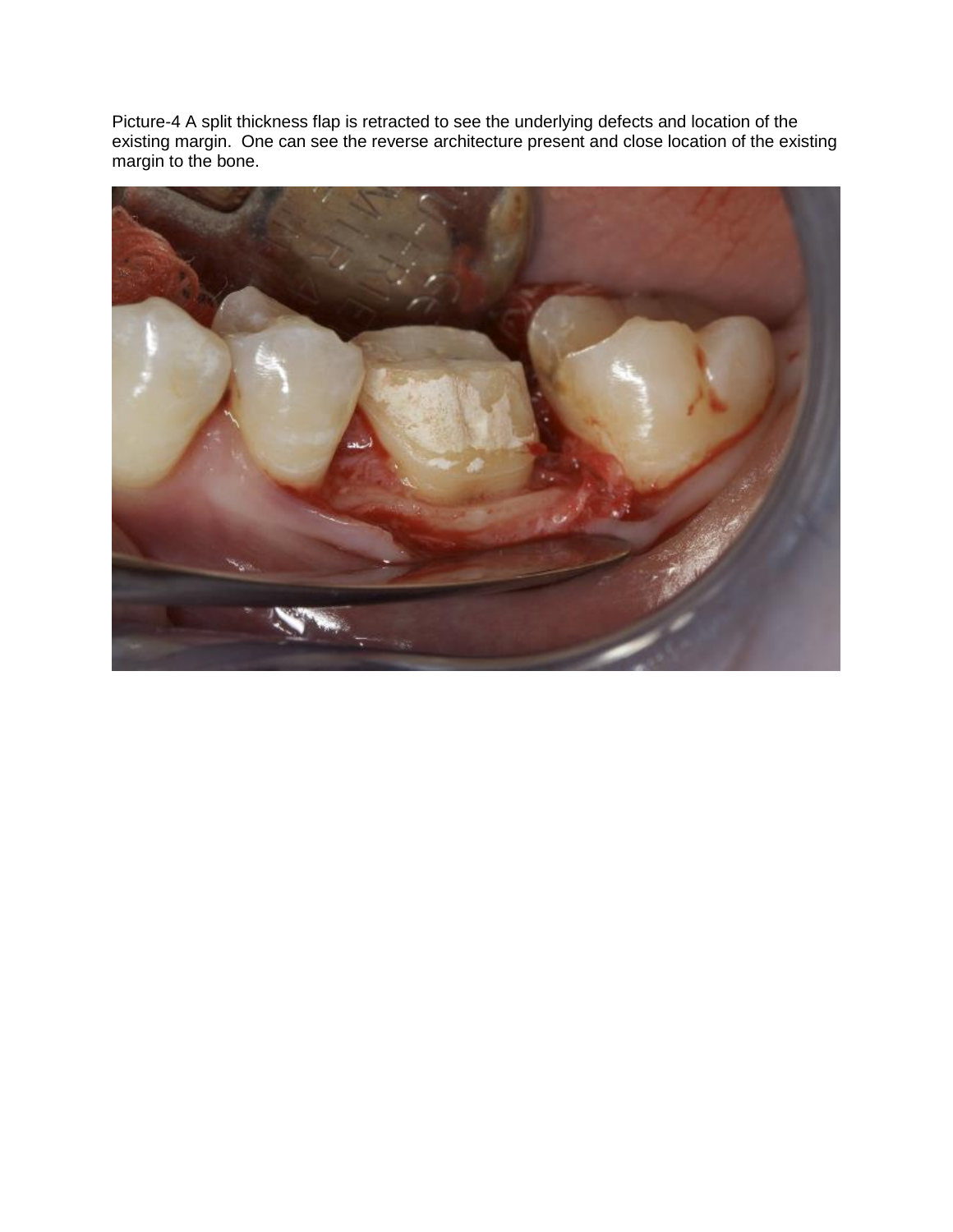Picture-4 A split thickness flap is retracted to see the underlying defects and location of the existing margin.  One can see the reverse architecture present and close location of the existing margin to the bone.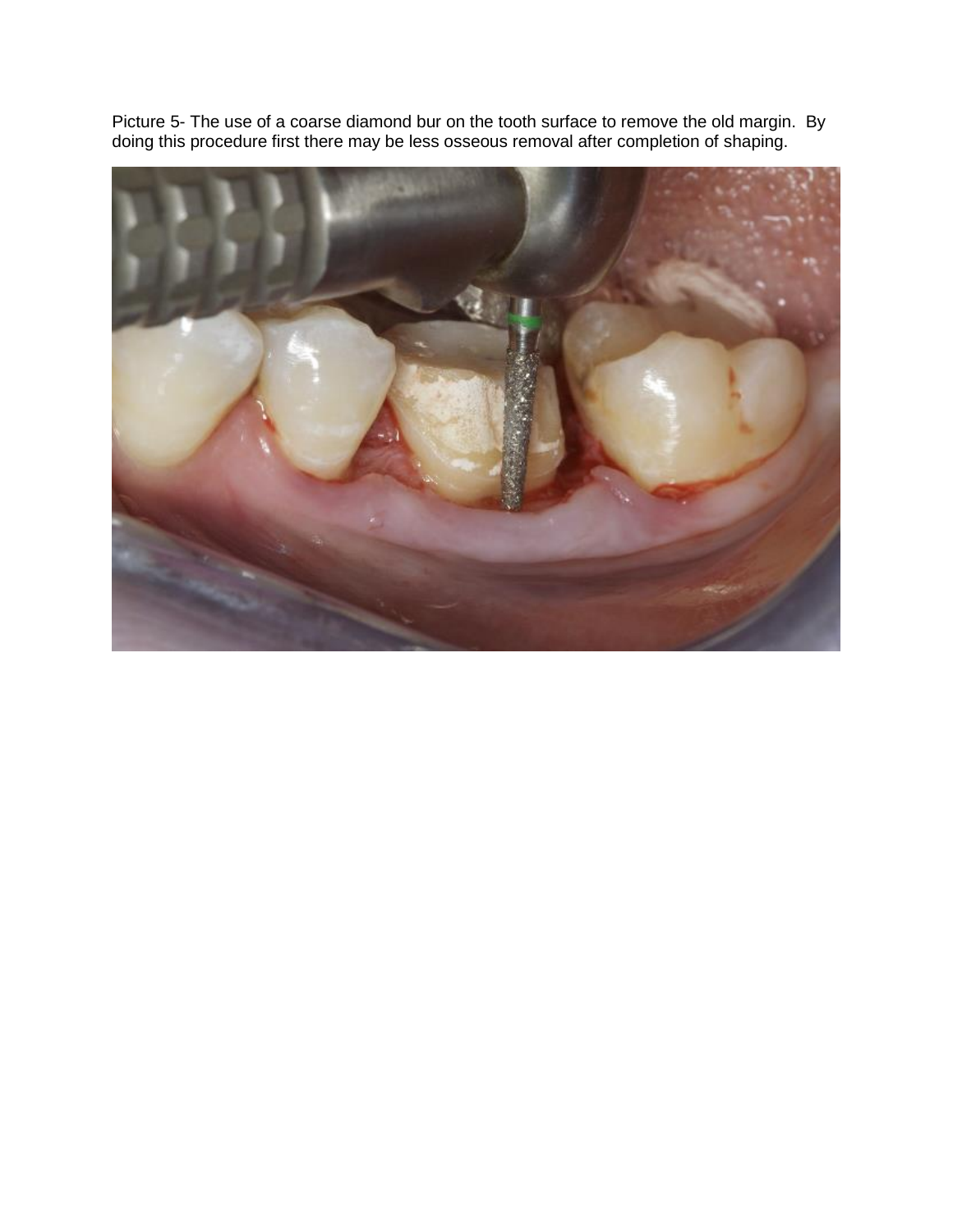Picture 5- The use of a coarse diamond bur on the tooth surface to remove the old margin. By doing this procedure first there may be less osseous removal after completion of shaping.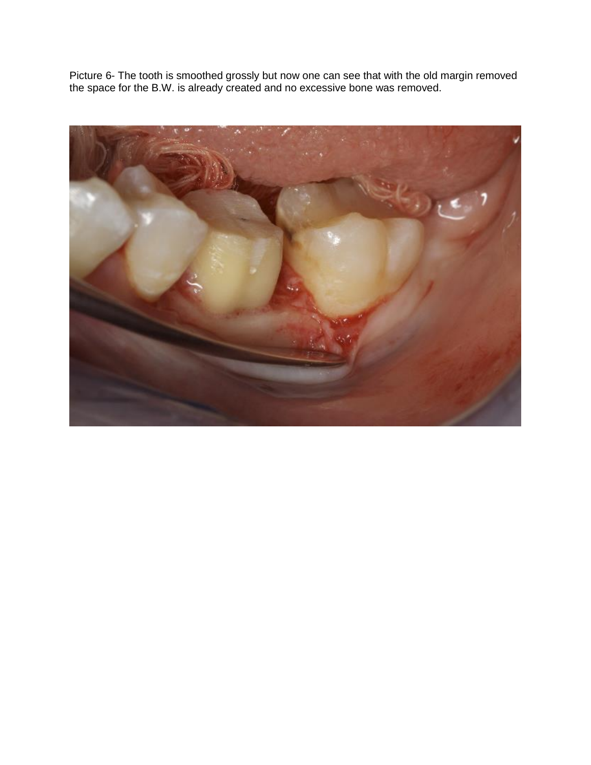Picture 6- The tooth is smoothed grossly but now one can see that with the old margin removed the space for the B.W. is already created and no excessive bone was removed.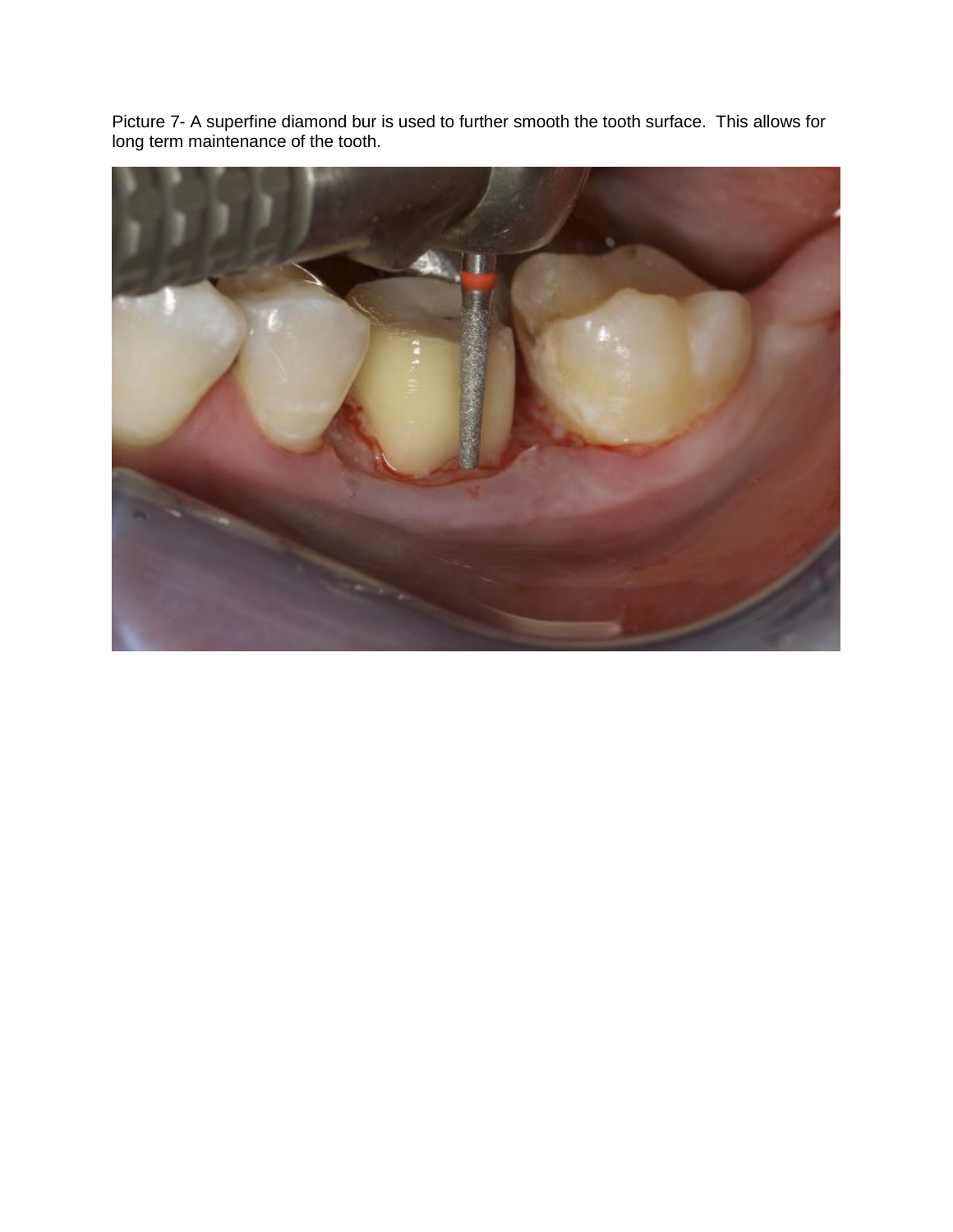Picture 7- A superfine diamond bur is used to further smooth the tooth surface. This allows for long term maintenance of the tooth.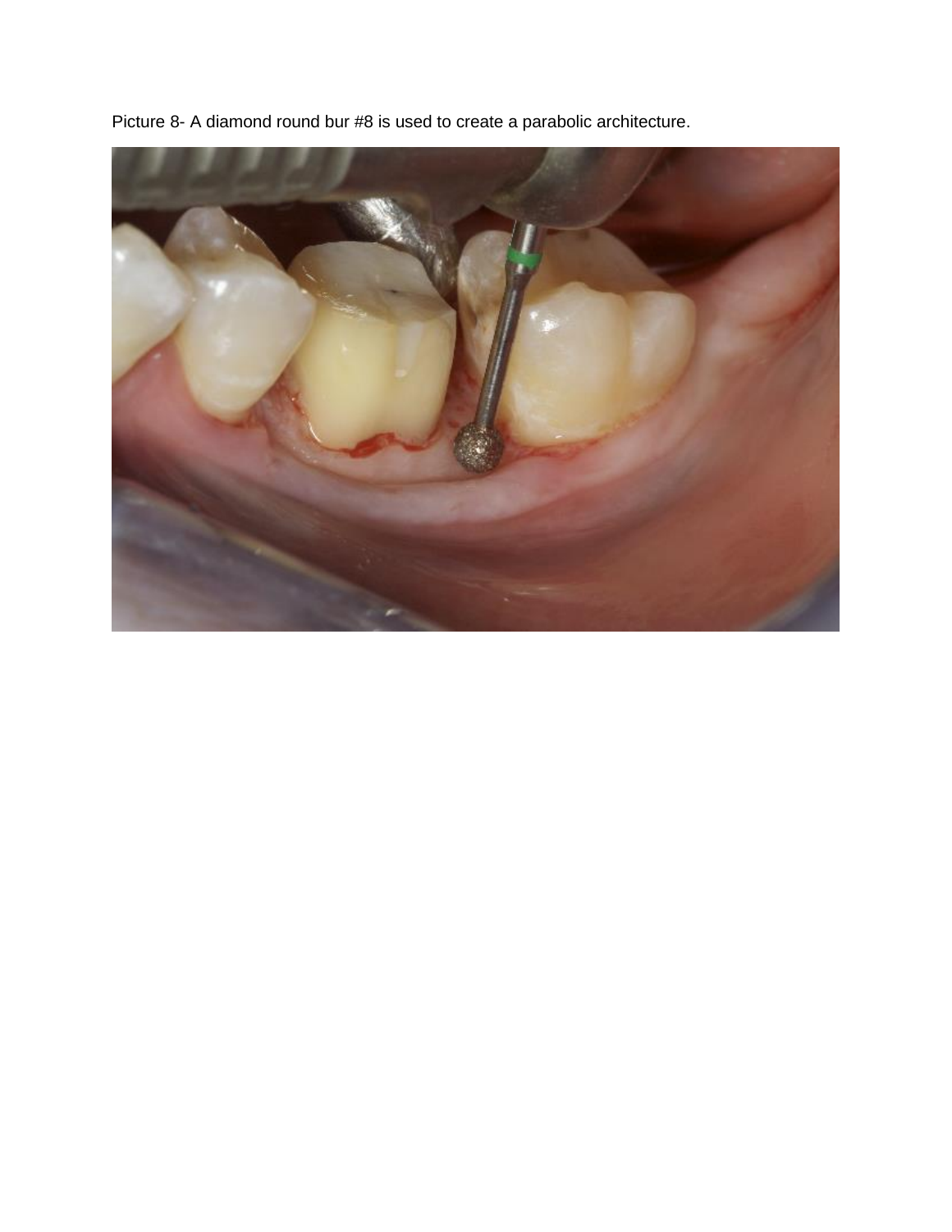Picture 8- A diamond round bur #8 is used to create a parabolic architecture.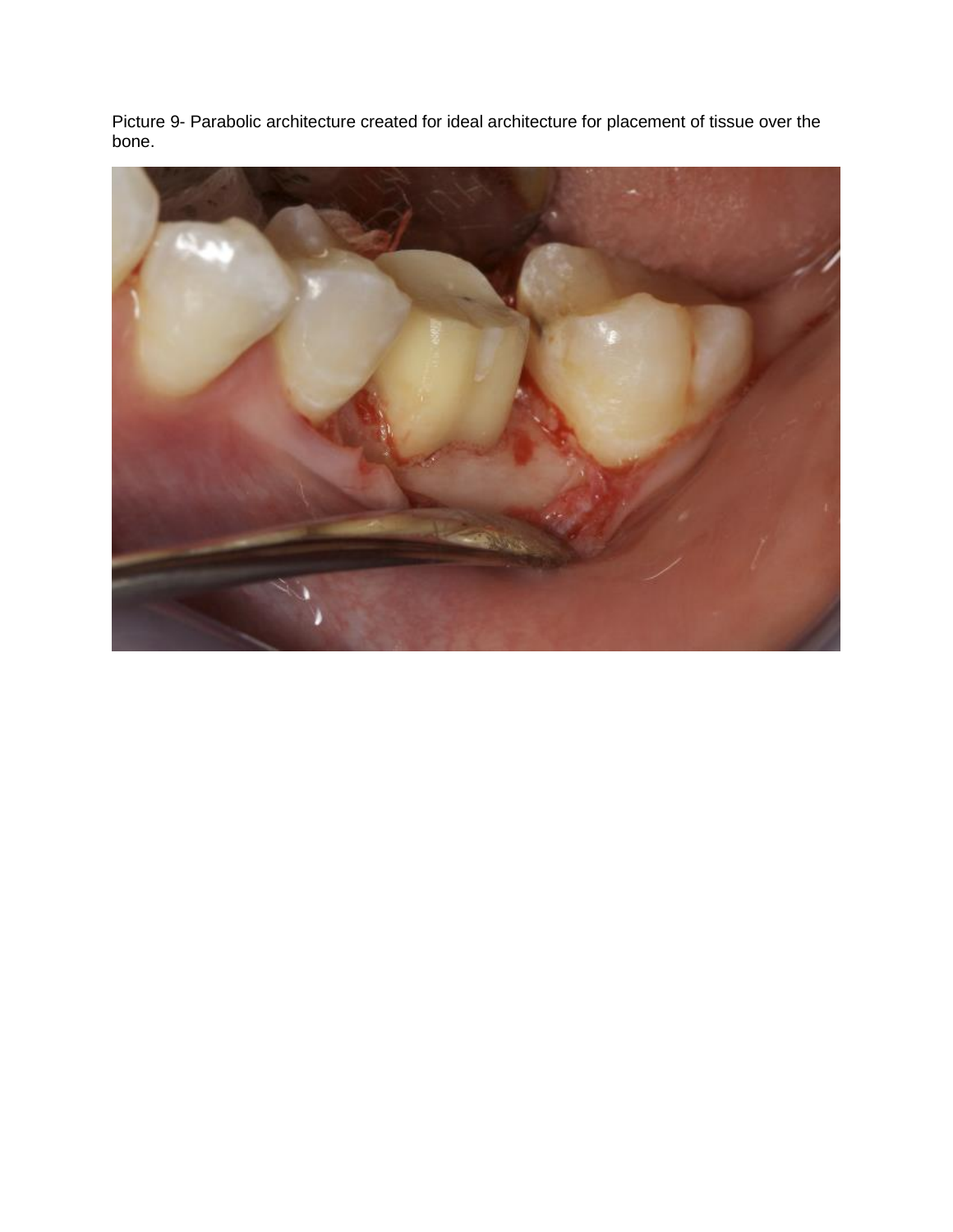Picture 9- Parabolic architecture created for ideal architecture for placement of tissue over the bone.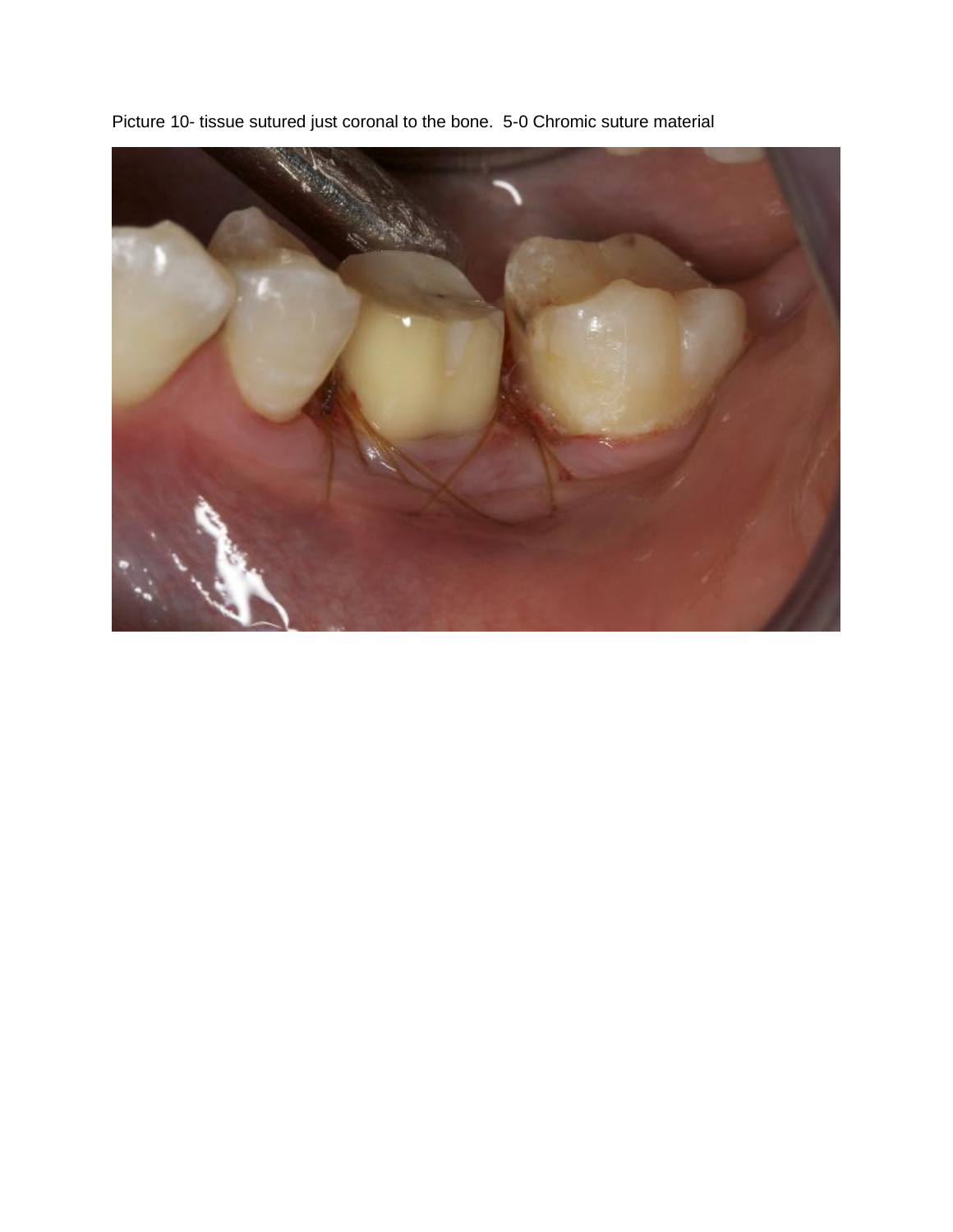Picture 10- tissue sutured just coronal to the bone.  5-0 Chromic suture material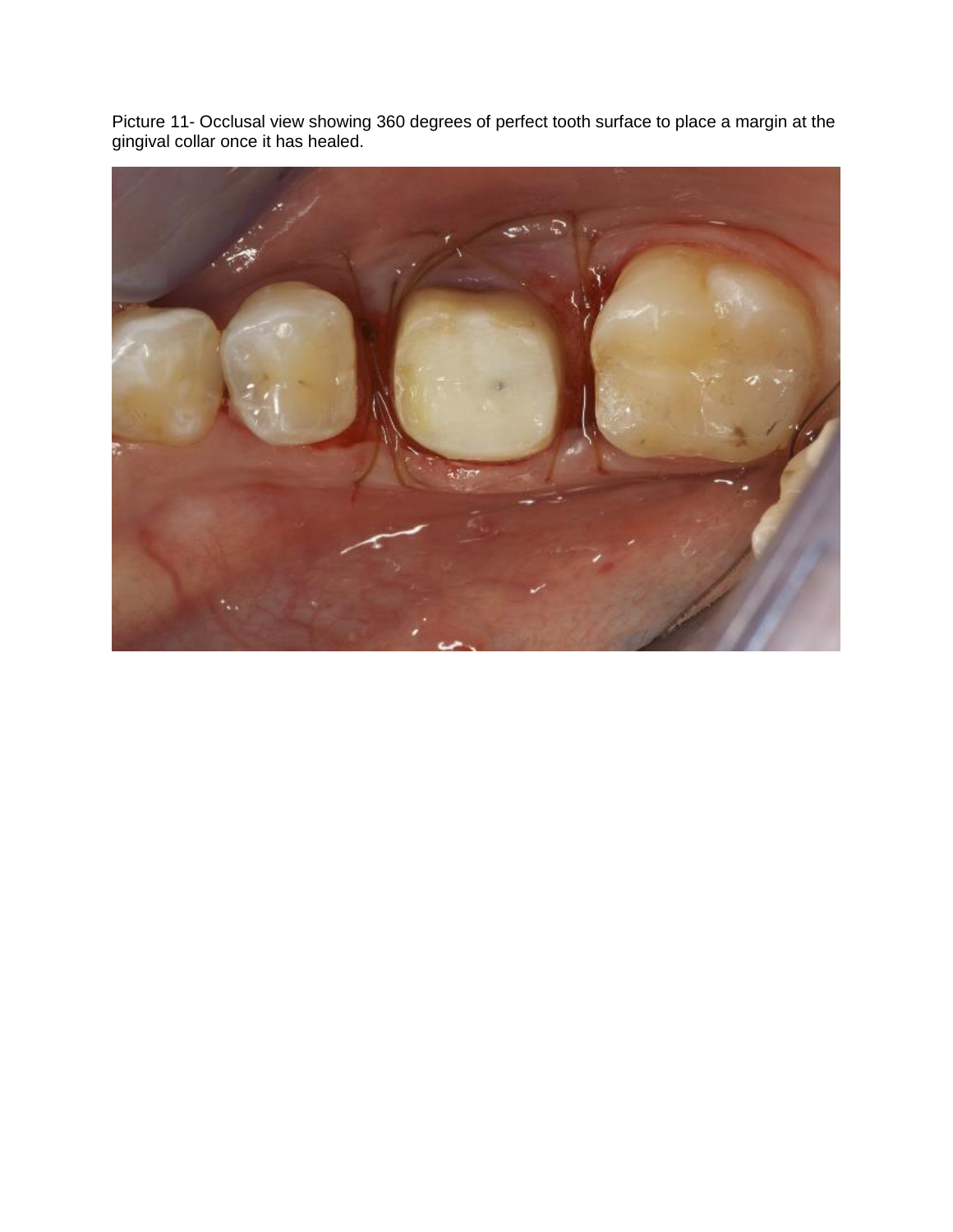Picture 11- Occlusal view showing 360 degrees of perfect tooth surface to place a margin at the gingival collar once it has healed.